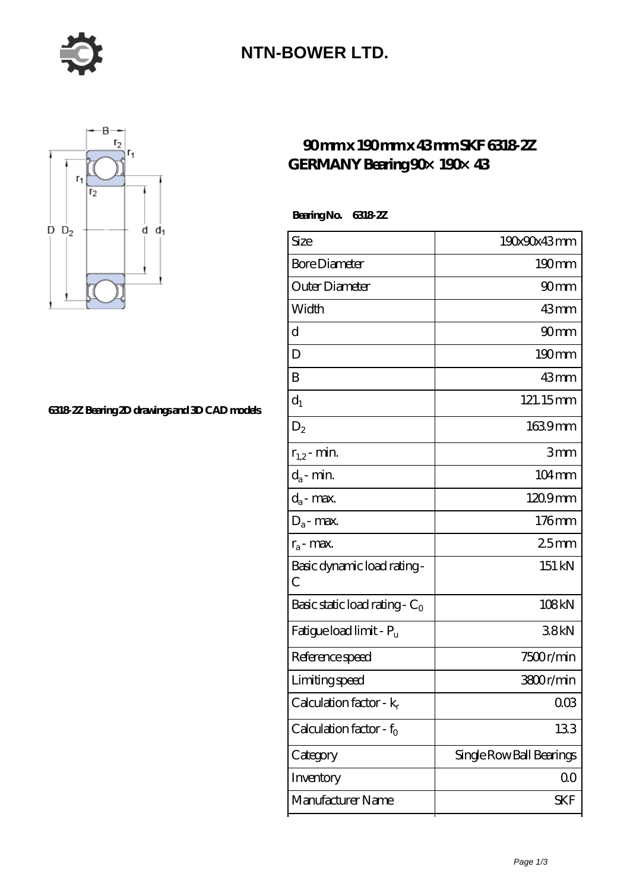# NTN-BOWER LTD.

## 90 mm x 190 mm x 43 mm SKF 6318-2Z GERMANY Bearing 90× 190× 43

6318-2Z Bearing 2D drawings and 3D CAD models

**Bearing No. 6318-2Z**

| Size | 190x90x43 mm |
|---|---|
| Bore Diameter | 190 mm |
| Outer Diameter | 90 mm |
| Width | 43 mm |
| d | 90 mm |
| D | 190 mm |
| B | 43 mm |
| $d_1$ | 121.15 mm |
| $D_2$ | 163.9 mm |
| $r_{1,2}$ - min. | 3 mm |
| $d_a$ - min. | 104 mm |
| $d_a$ - max. | 120.9 mm |
| $D_a$ - max. | 176 mm |
| $r_a$ - max. | 2.5 mm |
| Basic dynamic load rating - C | 151 kN |
| Basic static load rating - $C_0$ | 108 kN |
| Fatigue load limit - $P_u$ | 3.8 kN |
| Reference speed | 7500 r/min |
| Limiting speed | 3800 r/min |
| Calculation factor - $k_r$ | 0.03 |
| Calculation factor - $f_0$ | 13.3 |
| Category | Single Row Ball Bearings |
| Inventory | 0.0 |
| Manufacturer Name | SKF |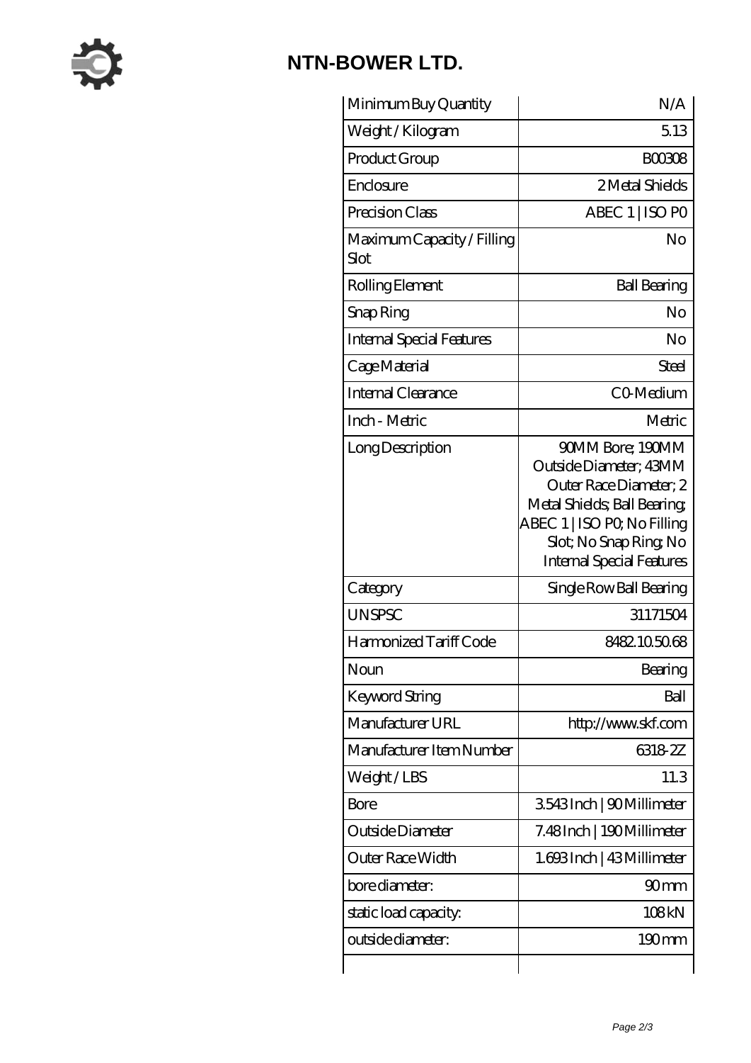# NTN-BOWER LTD.

| | |
|---|---|
| Minimum Buy Quantity | N/A |
| Weight / Kilogram | 5.13 |
| Product Group | B00308 |
| Enclosure | 2 Metal Shields |
| Precision Class | ABEC 1 \| ISO P0 |
| Maximum Capacity / Filling Slot | No |
| Rolling Element | Ball Bearing |
| Snap Ring | No |
| Internal Special Features | No |
| Cage Material | Steel |
| Internal Clearance | C0-Medium |
| Inch - Metric | Metric |
| Long Description | 90MM Bore; 190MM Outside Diameter; 43MM Outer Race Diameter; 2 Metal Shields; Ball Bearing; ABEC 1 \| ISO P0; No Filling Slot; No Snap Ring; No Internal Special Features |
| Category | Single Row Ball Bearing |
| UNSPSC | 31171504 |
| Harmonized Tariff Code | 8482.10.50.68 |
| Noun | Bearing |
| Keyword String | Ball |
| Manufacturer URL | http://www.skf.com |
| Manufacturer Item Number | 6318-2Z |
| Weight / LBS | 11.3 |
| Bore | 3.543 Inch \| 90 Millimeter |
| Outside Diameter | 7.48 Inch \| 190 Millimeter |
| Outer Race Width | 1.693 Inch \| 43 Millimeter |
| bore diameter: | 90 mm |
| static load capacity: | 108 kN |
| outside diameter: | 190 mm |
| | |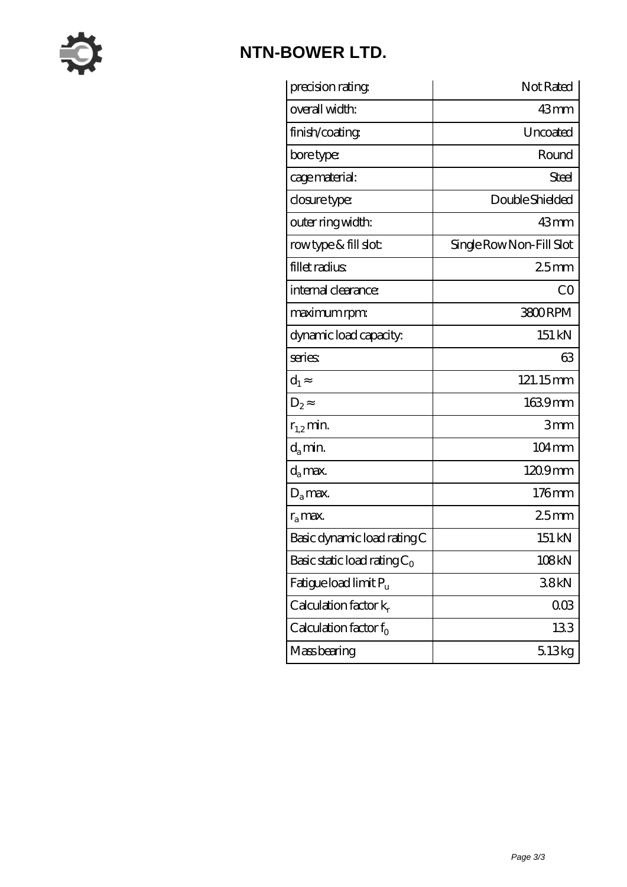# NTN-BOWER LTD.

| | |
|---|---|
| precision rating: | Not Rated |
| overall width: | 43 mm |
| finish/coating: | Uncoated |
| bore type: | Round |
| cage material: | Steel |
| closure type: | Double Shielded |
| outer ring width: | 43 mm |
| row type & fill slot: | Single Row Non-Fill Slot |
| fillet radius: | 2.5 mm |
| internal clearance: | C0 |
| maximum rpm: | 3800 RPM |
| dynamic load capacity: | 151 kN |
| series: | 63 |
| $d_1 \approx$ | 121.15 mm |
| $D_2 \approx$ | 163.9 mm |
| $r_{1,2}$ min. | 3 mm |
| $d_a$ min. | 104 mm |
| $d_a$ max. | 120.9 mm |
| $D_a$ max. | 176 mm |
| $r_a$ max. | 2.5 mm |
| Basic dynamic load rating C | 151 kN |
| Basic static load rating $C_0$ | 108 kN |
| Fatigue load limit $P_u$ | 3.8 kN |
| Calculation factor $k_r$ | 0.03 |
| Calculation factor $f_0$ | 13.3 |
| Mass bearing | 5.13 kg |